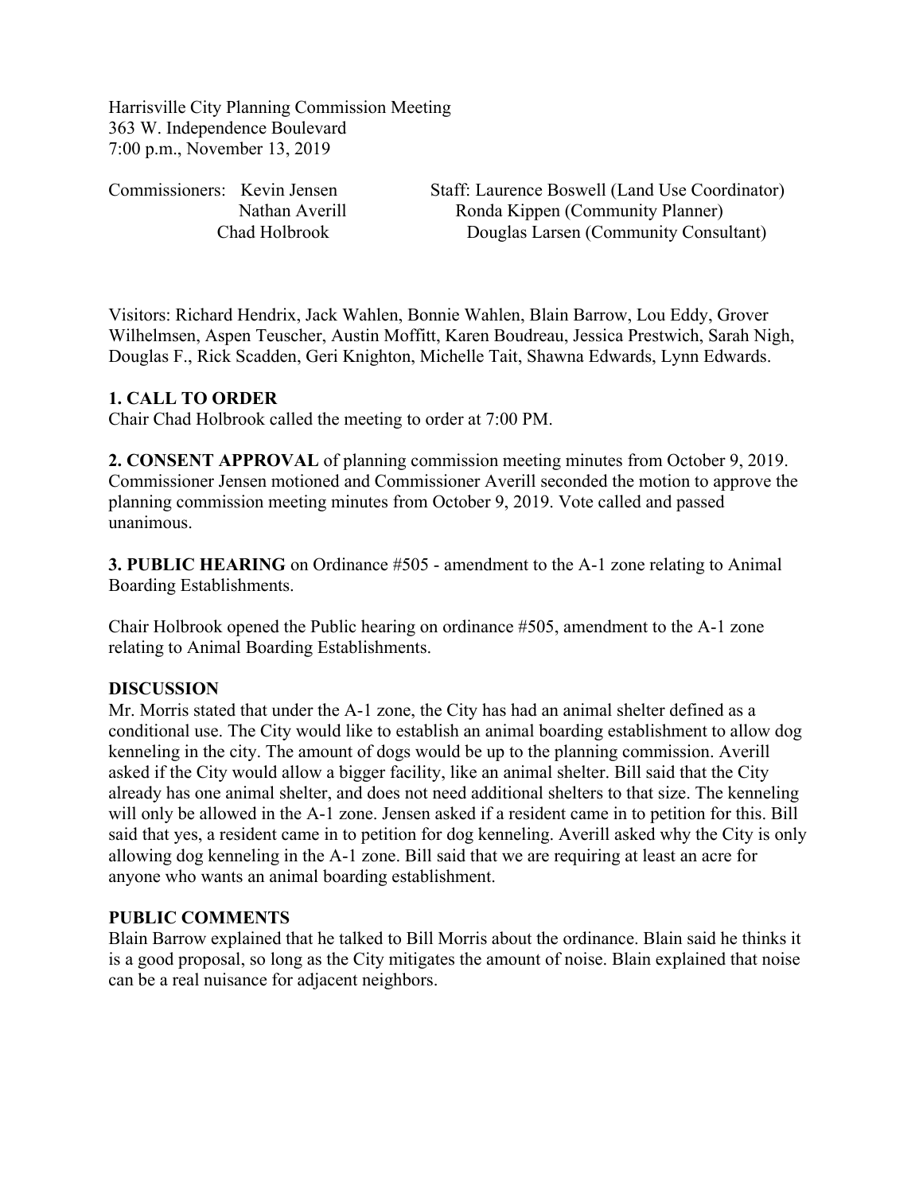Harrisville City Planning Commission Meeting
363 W. Independence Boulevard
7:00 p.m., November 13, 2019

Commissioners: Kevin Jensen
Nathan Averill
Chad Holbrook

Staff: Laurence Boswell (Land Use Coordinator)
Ronda Kippen (Community Planner)
Douglas Larsen (Community Consultant)

Visitors: Richard Hendrix, Jack Wahlen, Bonnie Wahlen, Blain Barrow, Lou Eddy, Grover Wilhelmsen, Aspen Teuscher, Austin Moffitt, Karen Boudreau, Jessica Prestwich, Sarah Nigh, Douglas F., Rick Scadden, Geri Knighton, Michelle Tait, Shawna Edwards, Lynn Edwards.

**1. CALL TO ORDER**
Chair Chad Holbrook called the meeting to order at 7:00 PM.

**2. CONSENT APPROVAL** of planning commission meeting minutes from October 9, 2019. Commissioner Jensen motioned and Commissioner Averill seconded the motion to approve the planning commission meeting minutes from October 9, 2019. Vote called and passed unanimous.

**3. PUBLIC HEARING** on Ordinance #505 - amendment to the A-1 zone relating to Animal Boarding Establishments.

Chair Holbrook opened the Public hearing on ordinance #505, amendment to the A-1 zone relating to Animal Boarding Establishments.

**DISCUSSION**
Mr. Morris stated that under the A-1 zone, the City has had an animal shelter defined as a conditional use. The City would like to establish an animal boarding establishment to allow dog kenneling in the city. The amount of dogs would be up to the planning commission. Averill asked if the City would allow a bigger facility, like an animal shelter. Bill said that the City already has one animal shelter, and does not need additional shelters to that size. The kenneling will only be allowed in the A-1 zone. Jensen asked if a resident came in to petition for this. Bill said that yes, a resident came in to petition for dog kenneling. Averill asked why the City is only allowing dog kenneling in the A-1 zone. Bill said that we are requiring at least an acre for anyone who wants an animal boarding establishment.

**PUBLIC COMMENTS**
Blain Barrow explained that he talked to Bill Morris about the ordinance. Blain said he thinks it is a good proposal, so long as the City mitigates the amount of noise. Blain explained that noise can be a real nuisance for adjacent neighbors.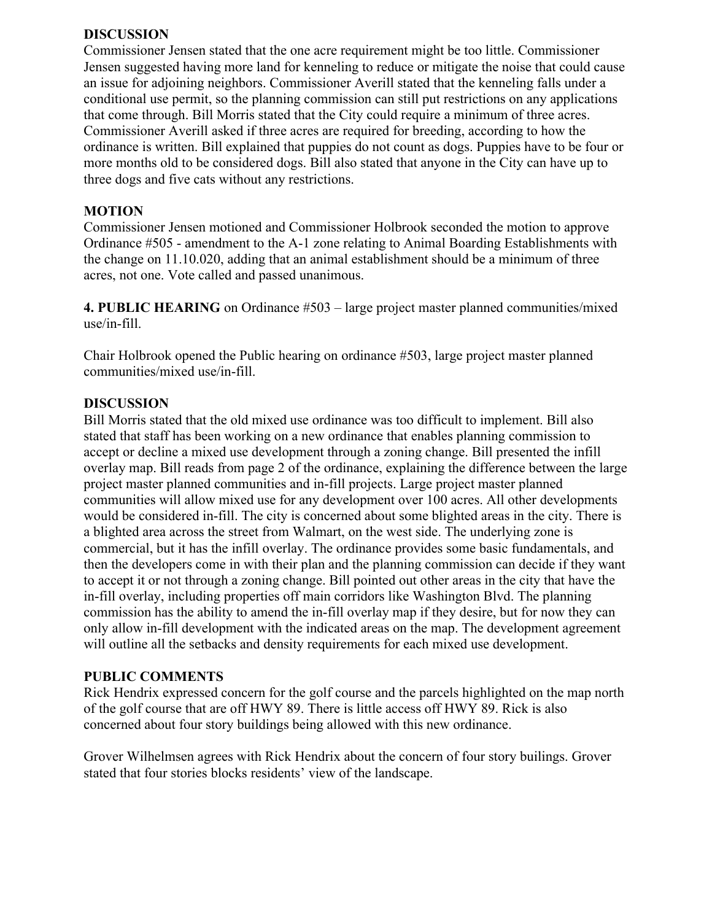**DISCUSSION**

Commissioner Jensen stated that the one acre requirement might be too little. Commissioner Jensen suggested having more land for kenneling to reduce or mitigate the noise that could cause an issue for adjoining neighbors. Commissioner Averill stated that the kenneling falls under a conditional use permit, so the planning commission can still put restrictions on any applications that come through. Bill Morris stated that the City could require a minimum of three acres. Commissioner Averill asked if three acres are required for breeding, according to how the ordinance is written. Bill explained that puppies do not count as dogs. Puppies have to be four or more months old to be considered dogs. Bill also stated that anyone in the City can have up to three dogs and five cats without any restrictions.

**MOTION**

Commissioner Jensen motioned and Commissioner Holbrook seconded the motion to approve Ordinance #505 - amendment to the A-1 zone relating to Animal Boarding Establishments with the change on 11.10.020, adding that an animal establishment should be a minimum of three acres, not one. Vote called and passed unanimous.

**4. PUBLIC HEARING** on Ordinance #503 – large project master planned communities/mixed use/in-fill.

Chair Holbrook opened the Public hearing on ordinance #503, large project master planned communities/mixed use/in-fill.

**DISCUSSION**

Bill Morris stated that the old mixed use ordinance was too difficult to implement. Bill also stated that staff has been working on a new ordinance that enables planning commission to accept or decline a mixed use development through a zoning change. Bill presented the infill overlay map. Bill reads from page 2 of the ordinance, explaining the difference between the large project master planned communities and in-fill projects. Large project master planned communities will allow mixed use for any development over 100 acres. All other developments would be considered in-fill. The city is concerned about some blighted areas in the city. There is a blighted area across the street from Walmart, on the west side. The underlying zone is commercial, but it has the infill overlay. The ordinance provides some basic fundamentals, and then the developers come in with their plan and the planning commission can decide if they want to accept it or not through a zoning change. Bill pointed out other areas in the city that have the in-fill overlay, including properties off main corridors like Washington Blvd. The planning commission has the ability to amend the in-fill overlay map if they desire, but for now they can only allow in-fill development with the indicated areas on the map. The development agreement will outline all the setbacks and density requirements for each mixed use development.

**PUBLIC COMMENTS**

Rick Hendrix expressed concern for the golf course and the parcels highlighted on the map north of the golf course that are off HWY 89. There is little access off HWY 89. Rick is also concerned about four story buildings being allowed with this new ordinance.

Grover Wilhelmsen agrees with Rick Hendrix about the concern of four story builings. Grover stated that four stories blocks residents' view of the landscape.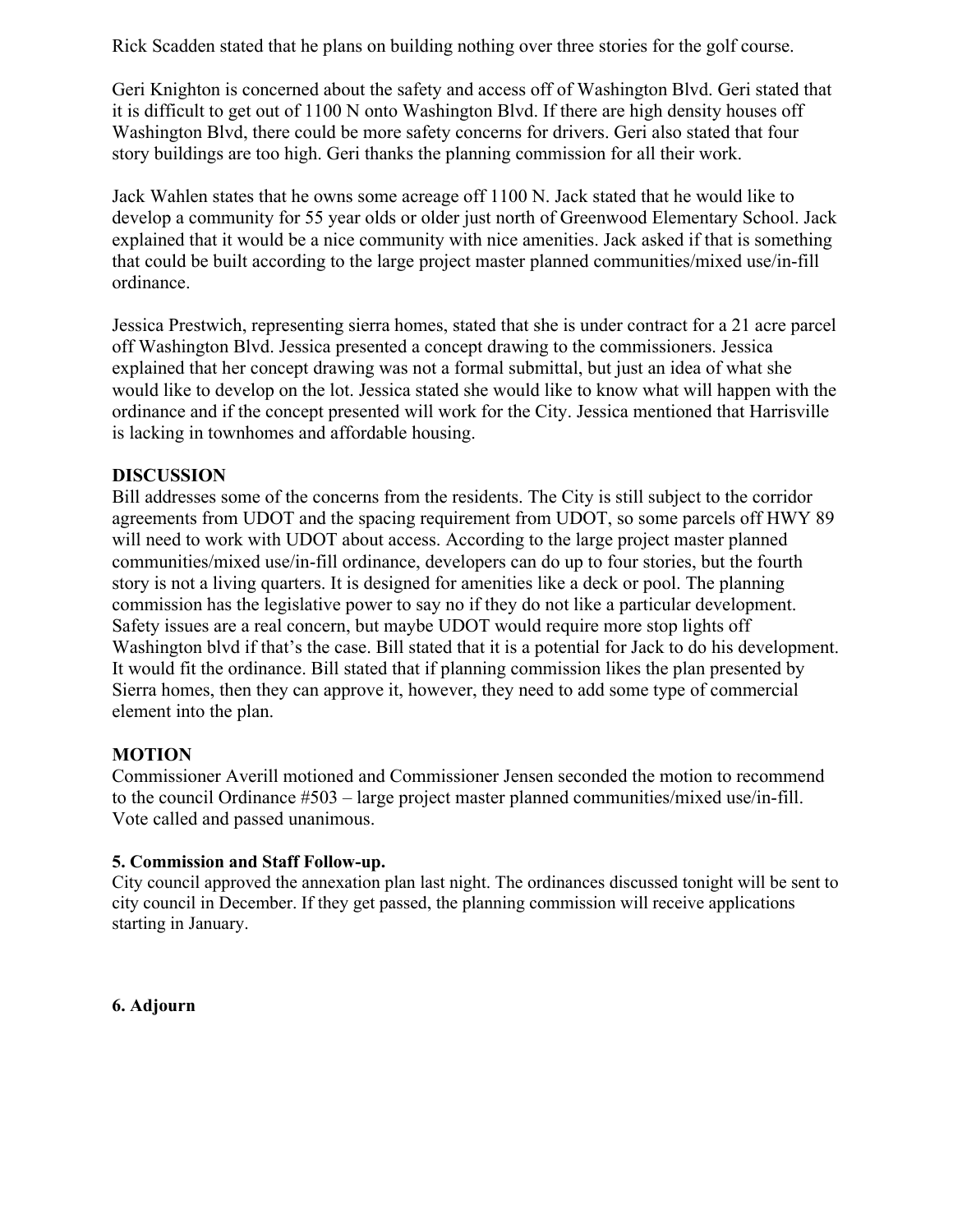Rick Scadden stated that he plans on building nothing over three stories for the golf course.

Geri Knighton is concerned about the safety and access off of Washington Blvd. Geri stated that it is difficult to get out of 1100 N onto Washington Blvd. If there are high density houses off Washington Blvd, there could be more safety concerns for drivers. Geri also stated that four story buildings are too high. Geri thanks the planning commission for all their work.

Jack Wahlen states that he owns some acreage off 1100 N. Jack stated that he would like to develop a community for 55 year olds or older just north of Greenwood Elementary School. Jack explained that it would be a nice community with nice amenities. Jack asked if that is something that could be built according to the large project master planned communities/mixed use/in-fill ordinance.

Jessica Prestwich, representing sierra homes, stated that she is under contract for a 21 acre parcel off Washington Blvd. Jessica presented a concept drawing to the commissioners. Jessica explained that her concept drawing was not a formal submittal, but just an idea of what she would like to develop on the lot. Jessica stated she would like to know what will happen with the ordinance and if the concept presented will work for the City. Jessica mentioned that Harrisville is lacking in townhomes and affordable housing.

**DISCUSSION**

Bill addresses some of the concerns from the residents. The City is still subject to the corridor agreements from UDOT and the spacing requirement from UDOT, so some parcels off HWY 89 will need to work with UDOT about access. According to the large project master planned communities/mixed use/in-fill ordinance, developers can do up to four stories, but the fourth story is not a living quarters. It is designed for amenities like a deck or pool. The planning commission has the legislative power to say no if they do not like a particular development. Safety issues are a real concern, but maybe UDOT would require more stop lights off Washington blvd if that's the case. Bill stated that it is a potential for Jack to do his development. It would fit the ordinance. Bill stated that if planning commission likes the plan presented by Sierra homes, then they can approve it, however, they need to add some type of commercial element into the plan.

**MOTION**

Commissioner Averill motioned and Commissioner Jensen seconded the motion to recommend to the council Ordinance #503 – large project master planned communities/mixed use/in-fill. Vote called and passed unanimous.

**5. Commission and Staff Follow-up.**

City council approved the annexation plan last night. The ordinances discussed tonight will be sent to city council in December. If they get passed, the planning commission will receive applications starting in January.

**6. Adjourn**